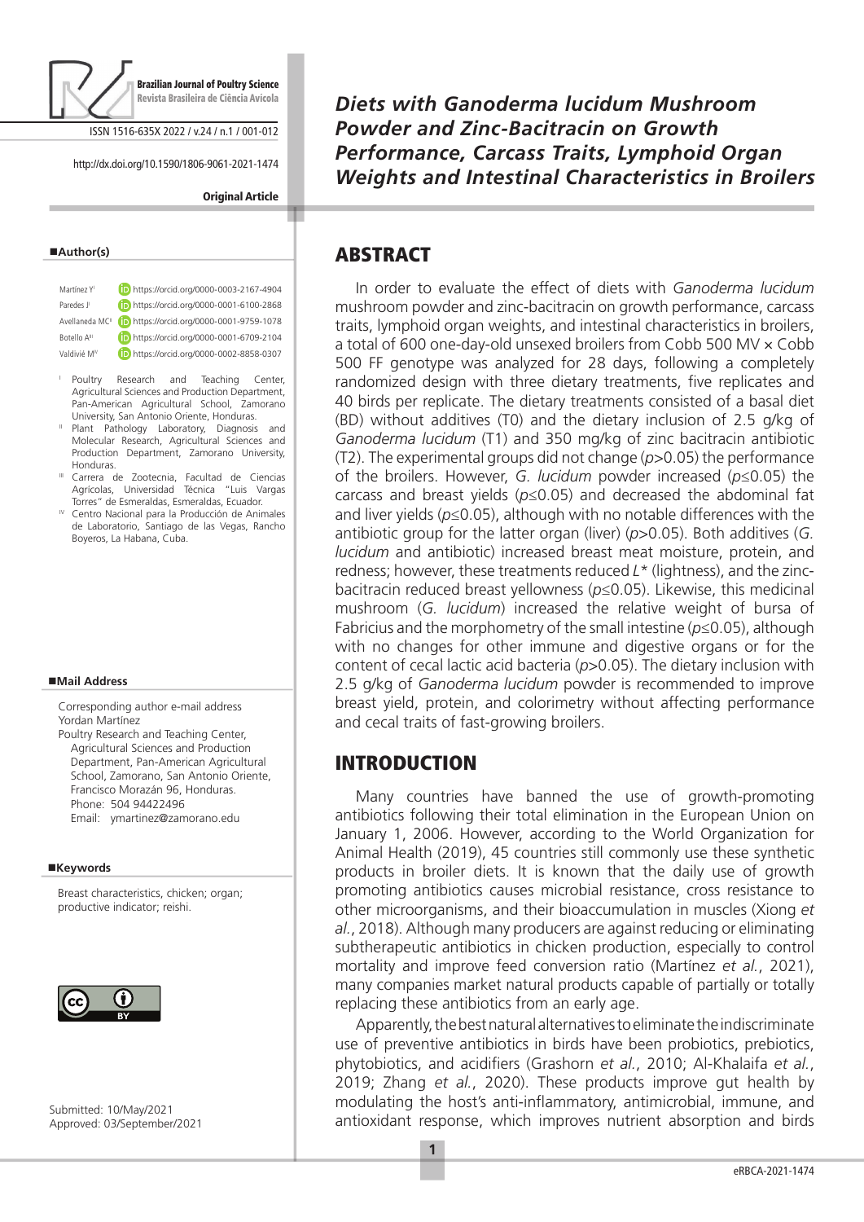Original Article

# Diets with Ganoderma lucidum Mushroom Powder and Zinc-Bacitracin on Growth Performance, Carcass Traits, Lymphoid Organ Weights and Intestinal Characteristics in Broilers

http://dx.doi.org/10.1590/1806-9061-2021-1474

## Author(s)

Martínez Y[I] https://orcid.org/0000-0003-2167-4904
Paredes J[I] https://orcid.org/0000-0001-6100-2868
Avellaneda MC[II] https://orcid.org/0000-0001-9759-1078
Botello A[III] https://orcid.org/0000-0001-6709-2104
Valdivié M[IV] https://orcid.org/0000-0002-8858-0307

[I] Poultry Research and Teaching Center, Agricultural Sciences and Production Department, Pan-American Agricultural School, Zamorano University, San Antonio Oriente, Honduras.
[II] Plant Pathology Laboratory, Diagnosis and Molecular Research, Agricultural Sciences and Production Department, Zamorano University, Honduras.
[III] Carrera de Zootecnia, Facultad de Ciencias Agrícolas, Universidad Técnica "Luis Vargas Torres" de Esmeraldas, Esmeraldas, Ecuador.
[IV] Centro Nacional para la Producción de Animales de Laboratorio, Santiago de las Vegas, Rancho Boyeros, La Habana, Cuba.

## Mail Address

Corresponding author e-mail address
Yordan Martínez
Poultry Research and Teaching Center, Agricultural Sciences and Production Department, Pan-American Agricultural School, Zamorano, San Antonio Oriente, Francisco Morazán 96, Honduras.
Phone: 504 94422496
Email: ymartinez@zamorano.edu

## Keywords

Breast characteristics, chicken; organ; productive indicator; reishi.

Submitted: 10/May/2021
Approved: 03/September/2021

## ABSTRACT

In order to evaluate the effect of diets with *Ganoderma lucidum* mushroom powder and zinc-bacitracin on growth performance, carcass traits, lymphoid organ weights, and intestinal characteristics in broilers, a total of 600 one-day-old unsexed broilers from Cobb 500 MV × Cobb 500 FF genotype was analyzed for 28 days, following a completely randomized design with three dietary treatments, five replicates and 40 birds per replicate. The dietary treatments consisted of a basal diet (BD) without additives (T0) and the dietary inclusion of 2.5 g/kg of *Ganoderma lucidum* (T1) and 350 mg/kg of zinc bacitracin antibiotic (T2). The experimental groups did not change ($p>0.05$) the performance of the broilers. However, *G. lucidum* powder increased ($p\leq0.05$) the carcass and breast yields ($p\leq0.05$) and decreased the abdominal fat and liver yields ($p\leq0.05$), although with no notable differences with the antibiotic group for the latter organ (liver) ($p>0.05$). Both additives (*G. lucidum* and antibiotic) increased breast meat moisture, protein, and redness; however, these treatments reduced $L^*$ (lightness), and the zinc-bacitracin reduced breast yellowness ($p\leq0.05$). Likewise, this medicinal mushroom (*G. lucidum*) increased the relative weight of bursa of Fabricius and the morphometry of the small intestine ($p\leq0.05$), although with no changes for other immune and digestive organs or for the content of cecal lactic acid bacteria ($p>0.05$). The dietary inclusion with 2.5 g/kg of *Ganoderma lucidum* powder is recommended to improve breast yield, protein, and colorimetry without affecting performance and cecal traits of fast-growing broilers.

## INTRODUCTION

Many countries have banned the use of growth-promoting antibiotics following their total elimination in the European Union on January 1, 2006. However, according to the World Organization for Animal Health (2019), 45 countries still commonly use these synthetic products in broiler diets. It is known that the daily use of growth promoting antibiotics causes microbial resistance, cross resistance to other microorganisms, and their bioaccumulation in muscles (Xiong *et al.*, 2018). Although many producers are against reducing or eliminating subtherapeutic antibiotics in chicken production, especially to control mortality and improve feed conversion ratio (Martínez *et al.*, 2021), many companies market natural products capable of partially or totally replacing these antibiotics from an early age.

Apparently, the best natural alternatives to eliminate the indiscriminate use of preventive antibiotics in birds have been probiotics, prebiotics, phytobiotics, and acidifiers (Grashorn *et al.*, 2010; Al-Khalaifa *et al.*, 2019; Zhang *et al.*, 2020). These products improve gut health by modulating the host's anti-inflammatory, antimicrobial, immune, and antioxidant response, which improves nutrient absorption and birds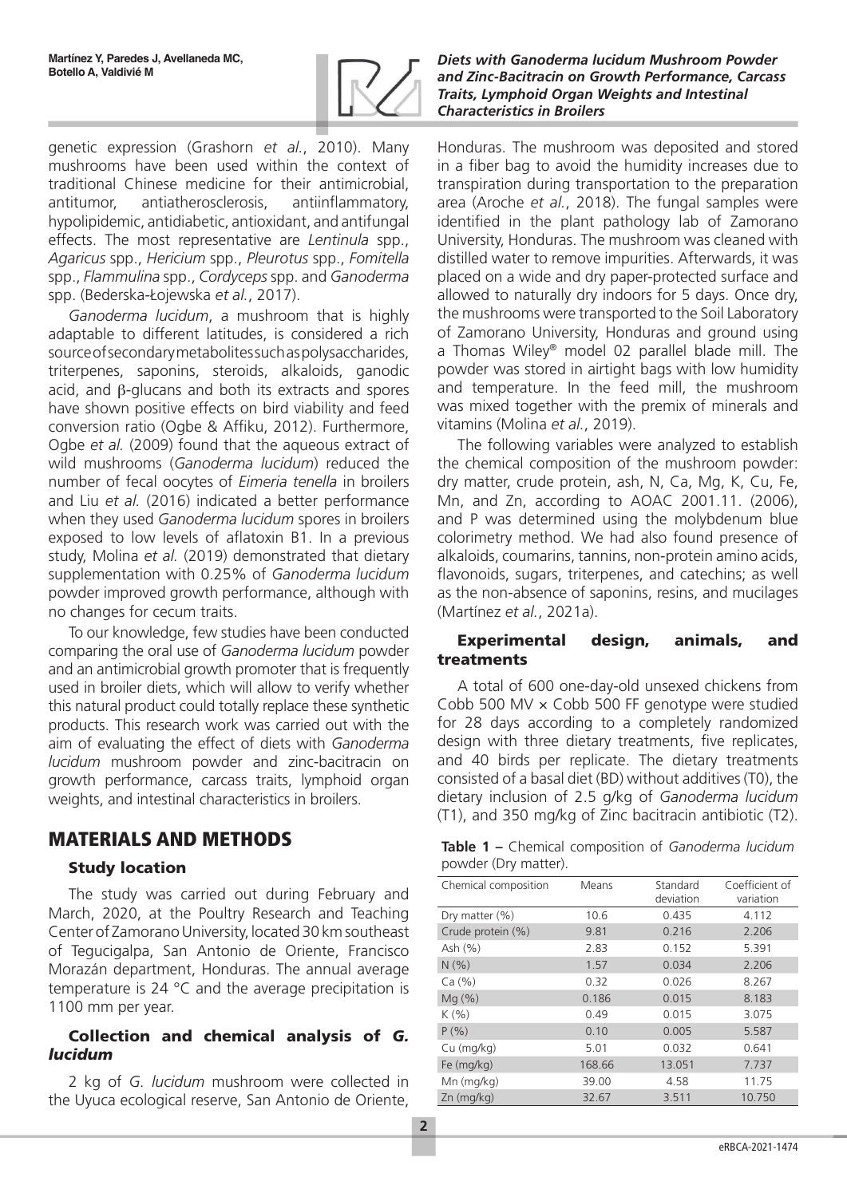genetic expression (Grashorn *et al.*, 2010). Many mushrooms have been used within the context of traditional Chinese medicine for their antimicrobial, antitumor, antiatherosclerosis, antiinflammatory, hypolipidemic, antidiabetic, antioxidant, and antifungal effects. The most representative are *Lentinula* spp., *Agaricus* spp., *Hericium* spp., *Pleurotus* spp., *Fomitella* spp., *Flammulina* spp., *Cordyceps* spp. and *Ganoderma* spp. (Bederska-Łojewska *et al.*, 2017).

*Ganoderma lucidum*, a mushroom that is highly adaptable to different latitudes, is considered a rich source of secondary metabolites such as polysaccharides, triterpenes, saponins, steroids, alkaloids, ganodic acid, and β-glucans and both its extracts and spores have shown positive effects on bird viability and feed conversion ratio (Ogbe & Affiku, 2012). Furthermore, Ogbe *et al.* (2009) found that the aqueous extract of wild mushrooms (*Ganoderma lucidum*) reduced the number of fecal oocytes of *Eimeria tenella* in broilers and Liu *et al.* (2016) indicated a better performance when they used *Ganoderma lucidum* spores in broilers exposed to low levels of aflatoxin B1. In a previous study, Molina *et al.* (2019) demonstrated that dietary supplementation with 0.25% of *Ganoderma lucidum* powder improved growth performance, although with no changes for cecum traits.

To our knowledge, few studies have been conducted comparing the oral use of *Ganoderma lucidum* powder and an antimicrobial growth promoter that is frequently used in broiler diets, which will allow to verify whether this natural product could totally replace these synthetic products. This research work was carried out with the aim of evaluating the effect of diets with *Ganoderma lucidum* mushroom powder and zinc-bacitracin on growth performance, carcass traits, lymphoid organ weights, and intestinal characteristics in broilers.

# MATERIALS AND METHODS

## Study location

The study was carried out during February and March, 2020, at the Poultry Research and Teaching Center of Zamorano University, located 30 km southeast of Tegucigalpa, San Antonio de Oriente, Francisco Morazán department, Honduras. The annual average temperature is 24 °C and the average precipitation is 1100 mm per year.

## Collection and chemical analysis of *G. lucidum*

2 kg of *G. lucidum* mushroom were collected in the Uyuca ecological reserve, San Antonio de Oriente, Honduras. The mushroom was deposited and stored in a fiber bag to avoid the humidity increases due to transpiration during transportation to the preparation area (Aroche *et al.*, 2018). The fungal samples were identified in the plant pathology lab of Zamorano University, Honduras. The mushroom was cleaned with distilled water to remove impurities. Afterwards, it was placed on a wide and dry paper-protected surface and allowed to naturally dry indoors for 5 days. Once dry, the mushrooms were transported to the Soil Laboratory of Zamorano University, Honduras and ground using a Thomas Wiley® model 02 parallel blade mill. The powder was stored in airtight bags with low humidity and temperature. In the feed mill, the mushroom was mixed together with the premix of minerals and vitamins (Molina *et al.*, 2019).

The following variables were analyzed to establish the chemical composition of the mushroom powder: dry matter, crude protein, ash, N, Ca, Mg, K, Cu, Fe, Mn, and Zn, according to AOAC 2001.11. (2006), and P was determined using the molybdenum blue colorimetry method. We had also found presence of alkaloids, coumarins, tannins, non-protein amino acids, flavonoids, sugars, triterpenes, and catechins; as well as the non-absence of saponins, resins, and mucilages (Martínez *et al.*, 2021a).

## Experimental design, animals, and treatments

A total of 600 one-day-old unsexed chickens from Cobb 500 MV × Cobb 500 FF genotype were studied for 28 days according to a completely randomized design with three dietary treatments, five replicates, and 40 birds per replicate. The dietary treatments consisted of a basal diet (BD) without additives (T0), the dietary inclusion of 2.5 g/kg of *Ganoderma lucidum* (T1), and 350 mg/kg of Zinc bacitracin antibiotic (T2).

**Table 1 –** Chemical composition of *Ganoderma lucidum* powder (Dry matter).

| Chemical composition | Means | Standard deviation | Coefficient of variation |
|---|---|---|---|
| Dry matter (%) | 10.6 | 0.435 | 4.112 |
| Crude protein (%) | 9.81 | 0.216 | 2.206 |
| Ash (%) | 2.83 | 0.152 | 5.391 |
| N (%) | 1.57 | 0.034 | 2.206 |
| Ca (%) | 0.32 | 0.026 | 8.267 |
| Mg (%) | 0.186 | 0.015 | 8.183 |
| K (%) | 0.49 | 0.015 | 3.075 |
| P (%) | 0.10 | 0.005 | 5.587 |
| Cu (mg/kg) | 5.01 | 0.032 | 0.641 |
| Fe (mg/kg) | 168.66 | 13.051 | 7.737 |
| Mn (mg/kg) | 39.00 | 4.58 | 11.75 |
| Zn (mg/kg) | 32.67 | 3.511 | 10.750 |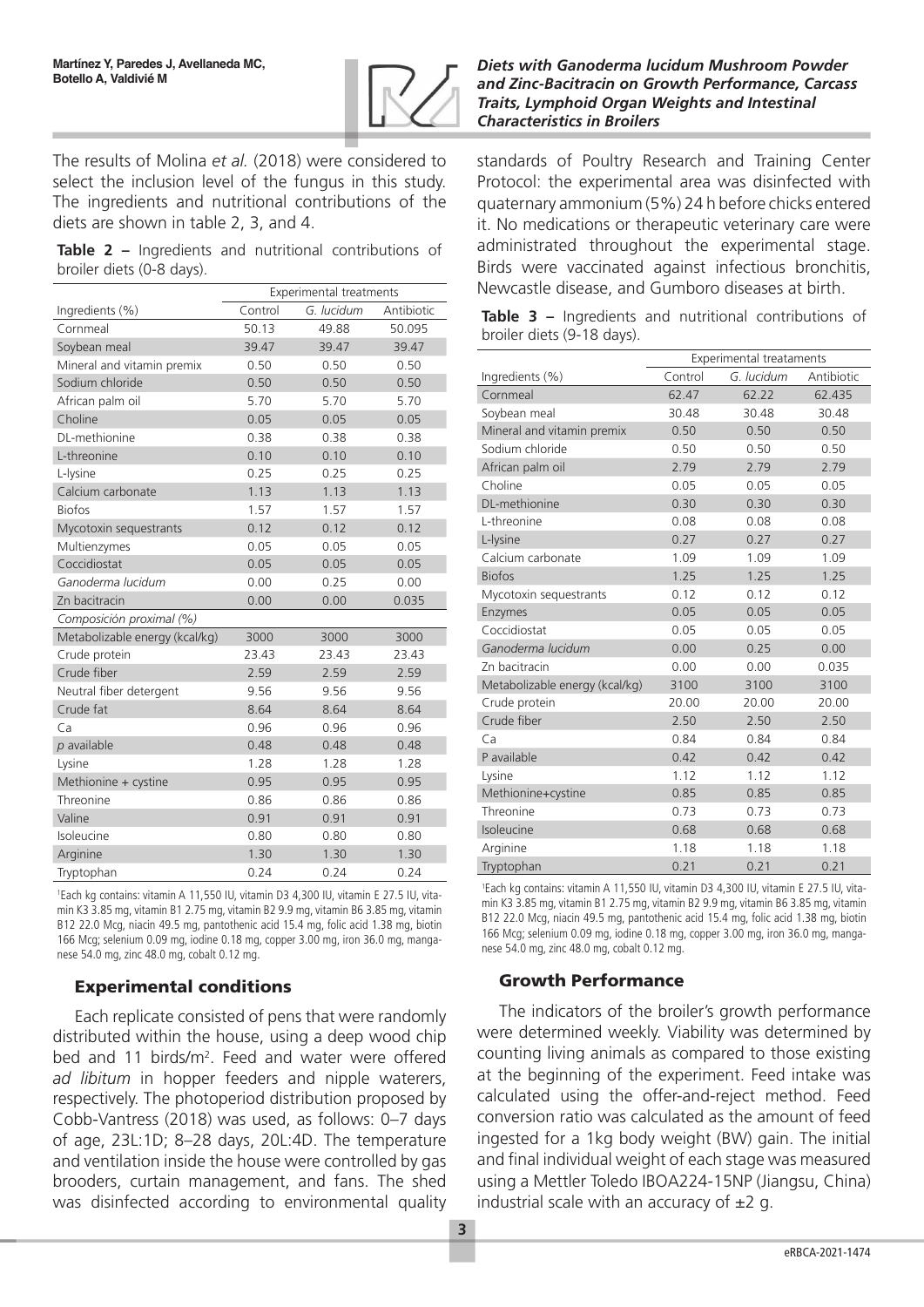The results of Molina *et al.* (2018) were considered to select the inclusion level of the fungus in this study. The ingredients and nutritional contributions of the diets are shown in table 2, 3, and 4.

**Table 2 –** Ingredients and nutritional contributions of broiler diets (0-8 days).

| | Experimental treatments | | |
|---|---|---|---|
| Ingredients (%) | Control | *G. lucidum* | Antibiotic |
| Cornmeal | 50.13 | 49.88 | 50.095 |
| Soybean meal | 39.47 | 39.47 | 39.47 |
| Mineral and vitamin premix | 0.50 | 0.50 | 0.50 |
| Sodium chloride | 0.50 | 0.50 | 0.50 |
| African palm oil | 5.70 | 5.70 | 5.70 |
| Choline | 0.05 | 0.05 | 0.05 |
| DL-methionine | 0.38 | 0.38 | 0.38 |
| L-threonine | 0.10 | 0.10 | 0.10 |
| L-lysine | 0.25 | 0.25 | 0.25 |
| Calcium carbonate | 1.13 | 1.13 | 1.13 |
| Biofos | 1.57 | 1.57 | 1.57 |
| Mycotoxin sequestrants | 0.12 | 0.12 | 0.12 |
| Multienzymes | 0.05 | 0.05 | 0.05 |
| Coccidiostat | 0.05 | 0.05 | 0.05 |
| *Ganoderma lucidum* | 0.00 | 0.25 | 0.00 |
| Zn bacitracin | 0.00 | 0.00 | 0.035 |
| *Composición proximal (%)* | | | |
| Metabolizable energy (kcal/kg) | 3000 | 3000 | 3000 |
| Crude protein | 23.43 | 23.43 | 23.43 |
| Crude fiber | 2.59 | 2.59 | 2.59 |
| Neutral fiber detergent | 9.56 | 9.56 | 9.56 |
| Crude fat | 8.64 | 8.64 | 8.64 |
| Ca | 0.96 | 0.96 | 0.96 |
| *p* available | 0.48 | 0.48 | 0.48 |
| Lysine | 1.28 | 1.28 | 1.28 |
| Methionine + cystine | 0.95 | 0.95 | 0.95 |
| Threonine | 0.86 | 0.86 | 0.86 |
| Valine | 0.91 | 0.91 | 0.91 |
| Isoleucine | 0.80 | 0.80 | 0.80 |
| Arginine | 1.30 | 1.30 | 1.30 |
| Tryptophan | 0.24 | 0.24 | 0.24 |

[1]Each kg contains: vitamin A 11,550 IU, vitamin D3 4,300 IU, vitamin E 27.5 IU, vitamin K3 3.85 mg, vitamin B1 2.75 mg, vitamin B2 9.9 mg, vitamin B6 3.85 mg, vitamin B12 22.0 Mcg, niacin 49.5 mg, pantothenic acid 15.4 mg, folic acid 1.38 mg, biotin 166 Mcg; selenium 0.09 mg, iodine 0.18 mg, copper 3.00 mg, iron 36.0 mg, manganese 54.0 mg, zinc 48.0 mg, cobalt 0.12 mg.

## Experimental conditions

Each replicate consisted of pens that were randomly distributed within the house, using a deep wood chip bed and 11 birds/m$^2$. Feed and water were offered *ad libitum* in hopper feeders and nipple waterers, respectively. The photoperiod distribution proposed by Cobb-Vantress (2018) was used, as follows: 0–7 days of age, 23L:1D; 8–28 days, 20L:4D. The temperature and ventilation inside the house were controlled by gas brooders, curtain management, and fans. The shed was disinfected according to environmental quality standards of Poultry Research and Training Center Protocol: the experimental area was disinfected with quaternary ammonium (5%) 24 h before chicks entered it. No medications or therapeutic veterinary care were administrated throughout the experimental stage. Birds were vaccinated against infectious bronchitis, Newcastle disease, and Gumboro diseases at birth.

**Table 3 –** Ingredients and nutritional contributions of broiler diets (9-18 days).

| | Experimental treataments | | |
|---|---|---|---|
| Ingredients (%) | Control | *G. lucidum* | Antibiotic |
| Cornmeal | 62.47 | 62.22 | 62.435 |
| Soybean meal | 30.48 | 30.48 | 30.48 |
| Mineral and vitamin premix | 0.50 | 0.50 | 0.50 |
| Sodium chloride | 0.50 | 0.50 | 0.50 |
| African palm oil | 2.79 | 2.79 | 2.79 |
| Choline | 0.05 | 0.05 | 0.05 |
| DL-methionine | 0.30 | 0.30 | 0.30 |
| L-threonine | 0.08 | 0.08 | 0.08 |
| L-lysine | 0.27 | 0.27 | 0.27 |
| Calcium carbonate | 1.09 | 1.09 | 1.09 |
| Biofos | 1.25 | 1.25 | 1.25 |
| Mycotoxin sequestrants | 0.12 | 0.12 | 0.12 |
| Enzymes | 0.05 | 0.05 | 0.05 |
| Coccidiostat | 0.05 | 0.05 | 0.05 |
| *Ganoderma lucidum* | 0.00 | 0.25 | 0.00 |
| Zn bacitracin | 0.00 | 0.00 | 0.035 |
| Metabolizable energy (kcal/kg) | 3100 | 3100 | 3100 |
| Crude protein | 20.00 | 20.00 | 20.00 |
| Crude fiber | 2.50 | 2.50 | 2.50 |
| Ca | 0.84 | 0.84 | 0.84 |
| P available | 0.42 | 0.42 | 0.42 |
| Lysine | 1.12 | 1.12 | 1.12 |
| Methionine+cystine | 0.85 | 0.85 | 0.85 |
| Threonine | 0.73 | 0.73 | 0.73 |
| Isoleucine | 0.68 | 0.68 | 0.68 |
| Arginine | 1.18 | 1.18 | 1.18 |
| Tryptophan | 0.21 | 0.21 | 0.21 |

[1]Each kg contains: vitamin A 11,550 IU, vitamin D3 4,300 IU, vitamin E 27.5 IU, vitamin K3 3.85 mg, vitamin B1 2.75 mg, vitamin B2 9.9 mg, vitamin B6 3.85 mg, vitamin B12 22.0 Mcg, niacin 49.5 mg, pantothenic acid 15.4 mg, folic acid 1.38 mg, biotin 166 Mcg; selenium 0.09 mg, iodine 0.18 mg, copper 3.00 mg, iron 36.0 mg, manganese 54.0 mg, zinc 48.0 mg, cobalt 0.12 mg.

## Growth Performance

The indicators of the broiler's growth performance were determined weekly. Viability was determined by counting living animals as compared to those existing at the beginning of the experiment. Feed intake was calculated using the offer-and-reject method. Feed conversion ratio was calculated as the amount of feed ingested for a 1kg body weight (BW) gain. The initial and final individual weight of each stage was measured using a Mettler Toledo IBOA224-15NP (Jiangsu, China) industrial scale with an accuracy of ±2 g.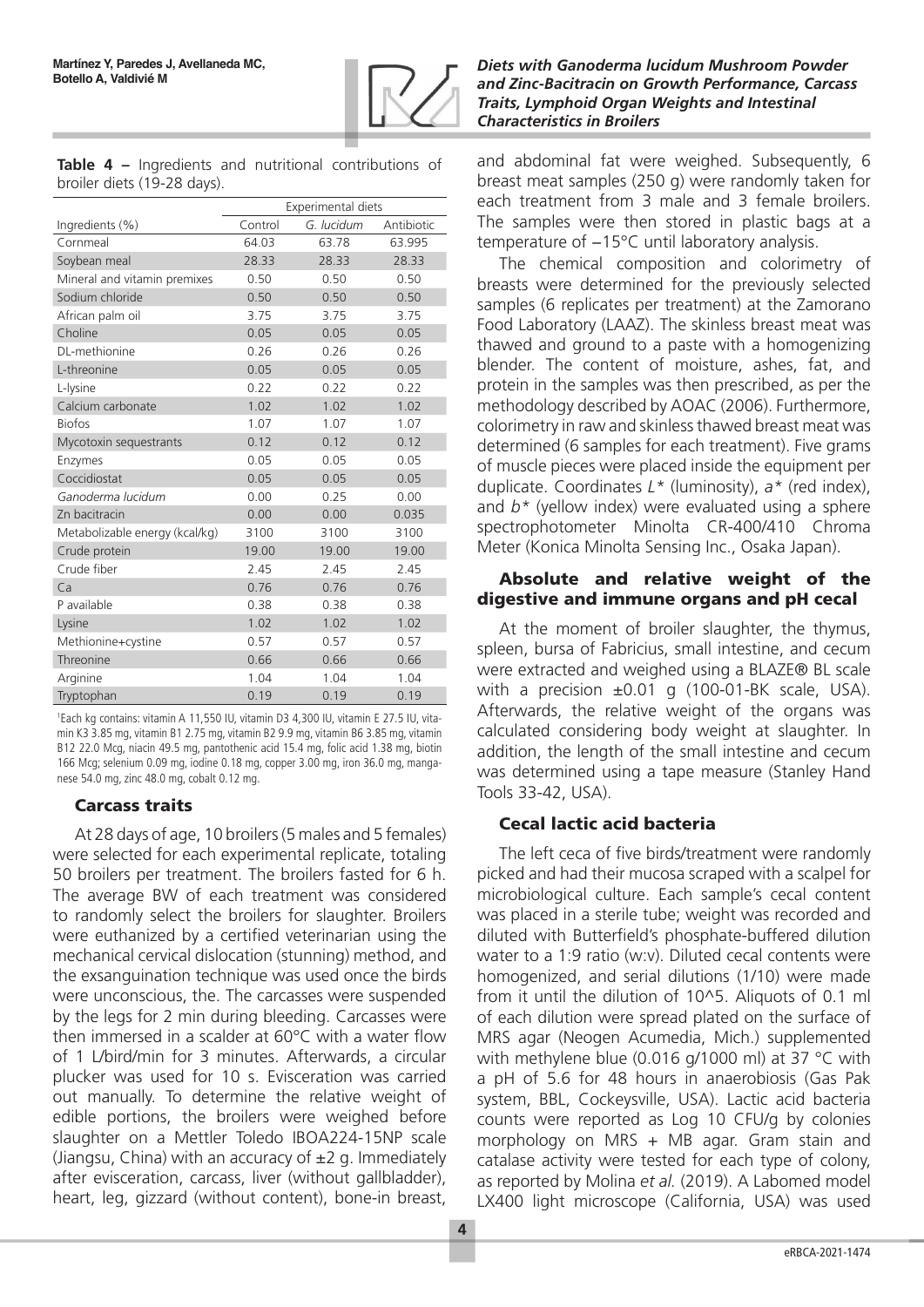**Table 4 –** Ingredients and nutritional contributions of broiler diets (19-28 days).

| Ingredients (%) | Experimental diets | | |
|---|---|---|---|
| | Control | *G. lucidum* | Antibiotic |
| Cornmeal | 64.03 | 63.78 | 63.995 |
| Soybean meal | 28.33 | 28.33 | 28.33 |
| Mineral and vitamin premixes | 0.50 | 0.50 | 0.50 |
| Sodium chloride | 0.50 | 0.50 | 0.50 |
| African palm oil | 3.75 | 3.75 | 3.75 |
| Choline | 0.05 | 0.05 | 0.05 |
| DL-methionine | 0.26 | 0.26 | 0.26 |
| L-threonine | 0.05 | 0.05 | 0.05 |
| L-lysine | 0.22 | 0.22 | 0.22 |
| Calcium carbonate | 1.02 | 1.02 | 1.02 |
| Biofos | 1.07 | 1.07 | 1.07 |
| Mycotoxin sequestrants | 0.12 | 0.12 | 0.12 |
| Enzymes | 0.05 | 0.05 | 0.05 |
| Coccidiostat | 0.05 | 0.05 | 0.05 |
| *Ganoderma lucidum* | 0.00 | 0.25 | 0.00 |
| Zn bacitracin | 0.00 | 0.00 | 0.035 |
| Metabolizable energy (kcal/kg) | 3100 | 3100 | 3100 |
| Crude protein | 19.00 | 19.00 | 19.00 |
| Crude fiber | 2.45 | 2.45 | 2.45 |
| Ca | 0.76 | 0.76 | 0.76 |
| P available | 0.38 | 0.38 | 0.38 |
| Lysine | 1.02 | 1.02 | 1.02 |
| Methionine+cystine | 0.57 | 0.57 | 0.57 |
| Threonine | 0.66 | 0.66 | 0.66 |
| Arginine | 1.04 | 1.04 | 1.04 |
| Tryptophan | 0.19 | 0.19 | 0.19 |

[1]Each kg contains: vitamin A 11,550 IU, vitamin D3 4,300 IU, vitamin E 27.5 IU, vitamin K3 3.85 mg, vitamin B1 2.75 mg, vitamin B2 9.9 mg, vitamin B6 3.85 mg, vitamin B12 22.0 Mcg, niacin 49.5 mg, pantothenic acid 15.4 mg, folic acid 1.38 mg, biotin 166 Mcg; selenium 0.09 mg, iodine 0.18 mg, copper 3.00 mg, iron 36.0 mg, manganese 54.0 mg, zinc 48.0 mg, cobalt 0.12 mg.

### Carcass traits

At 28 days of age, 10 broilers (5 males and 5 females) were selected for each experimental replicate, totaling 50 broilers per treatment. The broilers fasted for 6 h. The average BW of each treatment was considered to randomly select the broilers for slaughter. Broilers were euthanized by a certified veterinarian using the mechanical cervical dislocation (stunning) method, and the exsanguination technique was used once the birds were unconscious, the. The carcasses were suspended by the legs for 2 min during bleeding. Carcasses were then immersed in a scalder at 60°C with a water flow of 1 L/bird/min for 3 minutes. Afterwards, a circular plucker was used for 10 s. Evisceration was carried out manually. To determine the relative weight of edible portions, the broilers were weighed before slaughter on a Mettler Toledo IBOA224-15NP scale (Jiangsu, China) with an accuracy of ±2 g. Immediately after evisceration, carcass, liver (without gallbladder), heart, leg, gizzard (without content), bone-in breast, and abdominal fat were weighed. Subsequently, 6 breast meat samples (250 g) were randomly taken for each treatment from 3 male and 3 female broilers. The samples were then stored in plastic bags at a temperature of −15°C until laboratory analysis.

The chemical composition and colorimetry of breasts were determined for the previously selected samples (6 replicates per treatment) at the Zamorano Food Laboratory (LAAZ). The skinless breast meat was thawed and ground to a paste with a homogenizing blender. The content of moisture, ashes, fat, and protein in the samples was then prescribed, as per the methodology described by AOAC (2006). Furthermore, colorimetry in raw and skinless thawed breast meat was determined (6 samples for each treatment). Five grams of muscle pieces were placed inside the equipment per duplicate. Coordinates $L^*$ (luminosity), $a^*$ (red index), and $b^*$ (yellow index) were evaluated using a sphere spectrophotometer Minolta CR-400/410 Chroma Meter (Konica Minolta Sensing Inc., Osaka Japan).

## Absolute and relative weight of the digestive and immune organs and pH cecal

At the moment of broiler slaughter, the thymus, spleen, bursa of Fabricius, small intestine, and cecum were extracted and weighed using a BLAZE® BL scale with a precision ±0.01 g (100-01-BK scale, USA). Afterwards, the relative weight of the organs was calculated considering body weight at slaughter. In addition, the length of the small intestine and cecum was determined using a tape measure (Stanley Hand Tools 33-42, USA).

### Cecal lactic acid bacteria

The left ceca of five birds/treatment were randomly picked and had their mucosa scraped with a scalpel for microbiological culture. Each sample's cecal content was placed in a sterile tube; weight was recorded and diluted with Butterfield's phosphate-buffered dilution water to a 1:9 ratio (w:v). Diluted cecal contents were homogenized, and serial dilutions (1/10) were made from it until the dilution of 10^5. Aliquots of 0.1 ml of each dilution were spread plated on the surface of MRS agar (Neogen Acumedia, Mich.) supplemented with methylene blue (0.016 g/1000 ml) at 37 °C with a pH of 5.6 for 48 hours in anaerobiosis (Gas Pak system, BBL, Cockeysville, USA). Lactic acid bacteria counts were reported as Log 10 CFU/g by colonies morphology on MRS + MB agar. Gram stain and catalase activity were tested for each type of colony, as reported by Molina *et al.* (2019). A Labomed model LX400 light microscope (California, USA) was used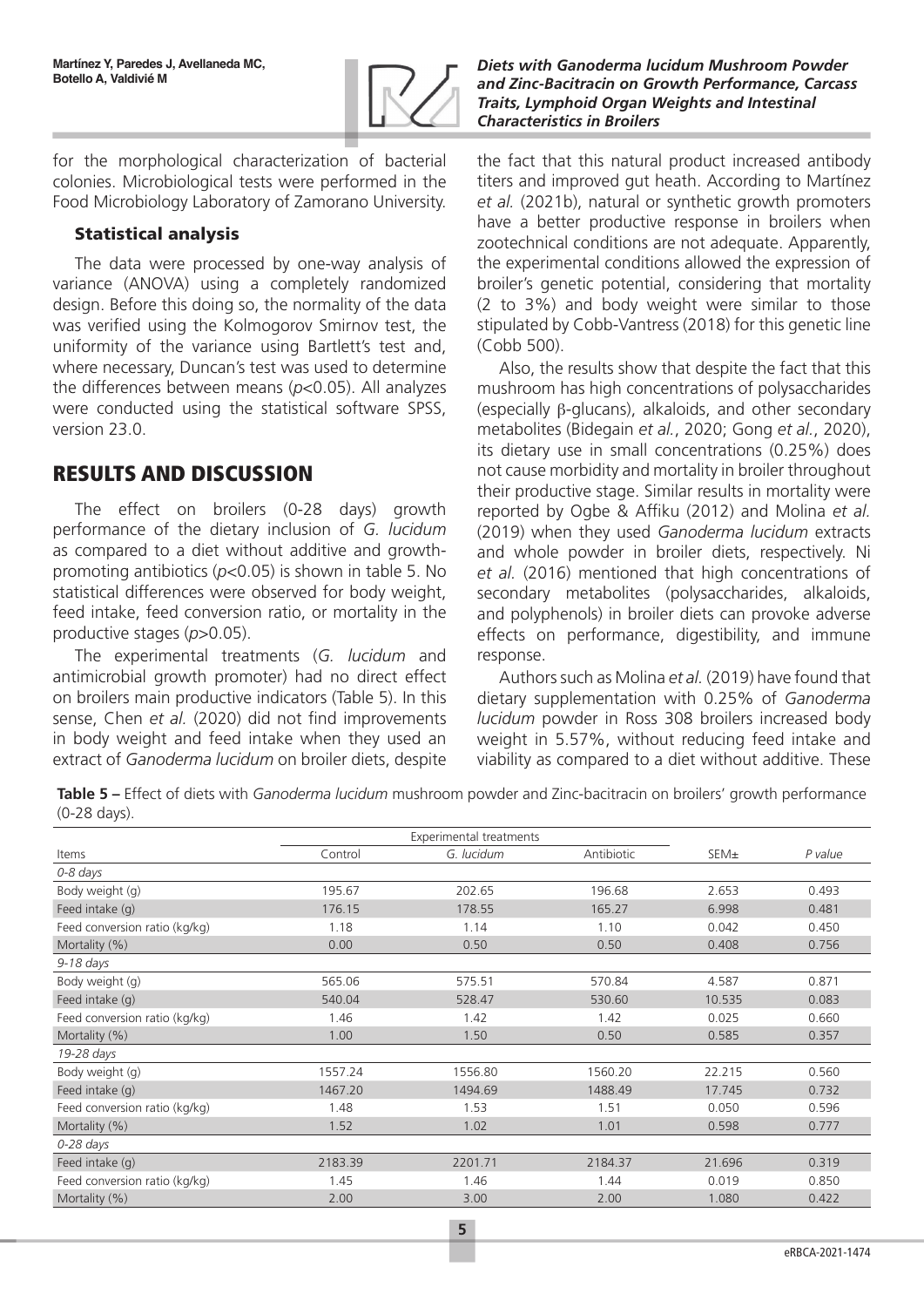for the morphological characterization of bacterial colonies. Microbiological tests were performed in the Food Microbiology Laboratory of Zamorano University.

### Statistical analysis

The data were processed by one-way analysis of variance (ANOVA) using a completely randomized design. Before this doing so, the normality of the data was verified using the Kolmogorov Smirnov test, the uniformity of the variance using Bartlett's test and, where necessary, Duncan's test was used to determine the differences between means ($p<0.05$). All analyzes were conducted using the statistical software SPSS, version 23.0.

## RESULTS AND DISCUSSION

The effect on broilers (0-28 days) growth performance of the dietary inclusion of *G. lucidum* as compared to a diet without additive and growth-promoting antibiotics ($p<0.05$) is shown in table 5. No statistical differences were observed for body weight, feed intake, feed conversion ratio, or mortality in the productive stages ($p>0.05$).

The experimental treatments (*G. lucidum* and antimicrobial growth promoter) had no direct effect on broilers main productive indicators (Table 5). In this sense, Chen *et al.* (2020) did not find improvements in body weight and feed intake when they used an extract of *Ganoderma lucidum* on broiler diets, despite the fact that this natural product increased antibody titers and improved gut heath. According to Martínez *et al.* (2021b), natural or synthetic growth promoters have a better productive response in broilers when zootechnical conditions are not adequate. Apparently, the experimental conditions allowed the expression of broiler's genetic potential, considering that mortality (2 to 3%) and body weight were similar to those stipulated by Cobb-Vantress (2018) for this genetic line (Cobb 500).

Also, the results show that despite the fact that this mushroom has high concentrations of polysaccharides (especially β-glucans), alkaloids, and other secondary metabolites (Bidegain *et al.*, 2020; Gong *et al.*, 2020), its dietary use in small concentrations (0.25%) does not cause morbidity and mortality in broiler throughout their productive stage. Similar results in mortality were reported by Ogbe & Affiku (2012) and Molina *et al.* (2019) when they used *Ganoderma lucidum* extracts and whole powder in broiler diets, respectively. Ni *et al.* (2016) mentioned that high concentrations of secondary metabolites (polysaccharides, alkaloids, and polyphenols) in broiler diets can provoke adverse effects on performance, digestibility, and immune response.

Authors such as Molina *et al.* (2019) have found that dietary supplementation with 0.25% of *Ganoderma lucidum* powder in Ross 308 broilers increased body weight in 5.57%, without reducing feed intake and viability as compared to a diet without additive. These

**Table 5 –** Effect of diets with *Ganoderma lucidum* mushroom powder and Zinc-bacitracin on broilers' growth performance (0-28 days).

| | Experimental treatments | | | | |
|---|---|---|---|---|---|
| Items | Control | *G. lucidum* | Antibiotic | SEM± | *P value* |
| *0-8 days* | | | | | |
| Body weight (g) | 195.67 | 202.65 | 196.68 | 2.653 | 0.493 |
| Feed intake (g) | 176.15 | 178.55 | 165.27 | 6.998 | 0.481 |
| Feed conversion ratio (kg/kg) | 1.18 | 1.14 | 1.10 | 0.042 | 0.450 |
| Mortality (%) | 0.00 | 0.50 | 0.50 | 0.408 | 0.756 |
| *9-18 days* | | | | | |
| Body weight (g) | 565.06 | 575.51 | 570.84 | 4.587 | 0.871 |
| Feed intake (g) | 540.04 | 528.47 | 530.60 | 10.535 | 0.083 |
| Feed conversion ratio (kg/kg) | 1.46 | 1.42 | 1.42 | 0.025 | 0.660 |
| Mortality (%) | 1.00 | 1.50 | 0.50 | 0.585 | 0.357 |
| *19-28 days* | | | | | |
| Body weight (g) | 1557.24 | 1556.80 | 1560.20 | 22.215 | 0.560 |
| Feed intake (g) | 1467.20 | 1494.69 | 1488.49 | 17.745 | 0.732 |
| Feed conversion ratio (kg/kg) | 1.48 | 1.53 | 1.51 | 0.050 | 0.596 |
| Mortality (%) | 1.52 | 1.02 | 1.01 | 0.598 | 0.777 |
| *0-28 days* | | | | | |
| Feed intake (g) | 2183.39 | 2201.71 | 2184.37 | 21.696 | 0.319 |
| Feed conversion ratio (kg/kg) | 1.45 | 1.46 | 1.44 | 0.019 | 0.850 |
| Mortality (%) | 2.00 | 3.00 | 2.00 | 1.080 | 0.422 |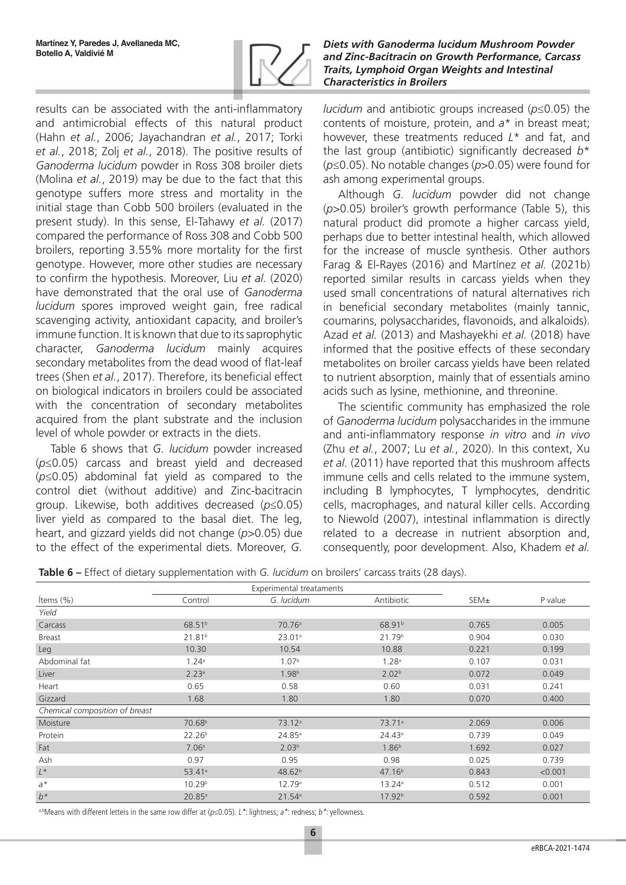results can be associated with the anti-inflammatory and antimicrobial effects of this natural product (Hahn *et al.*, 2006; Jayachandran *et al.*, 2017; Torki *et al.*, 2018; Zolj *et al.*, 2018). The positive results of *Ganoderma lucidum* powder in Ross 308 broiler diets (Molina *et al.*, 2019) may be due to the fact that this genotype suffers more stress and mortality in the initial stage than Cobb 500 broilers (evaluated in the present study). In this sense, El-Tahawy *et al.* (2017) compared the performance of Ross 308 and Cobb 500 broilers, reporting 3.55% more mortality for the first genotype. However, more other studies are necessary to confirm the hypothesis. Moreover, Liu *et al.* (2020) have demonstrated that the oral use of *Ganoderma lucidum* spores improved weight gain, free radical scavenging activity, antioxidant capacity, and broiler's immune function. It is known that due to its saprophytic character, *Ganoderma lucidum* mainly acquires secondary metabolites from the dead wood of flat-leaf trees (Shen *et al.*, 2017). Therefore, its beneficial effect on biological indicators in broilers could be associated with the concentration of secondary metabolites acquired from the plant substrate and the inclusion level of whole powder or extracts in the diets.

Table 6 shows that *G. lucidum* powder increased ($p \leq 0.05$) carcass and breast yield and decreased ($p \leq 0.05$) abdominal fat yield as compared to the control diet (without additive) and Zinc-bacitracin group. Likewise, both additives decreased ($p \leq 0.05$) liver yield as compared to the basal diet. The leg, heart, and gizzard yields did not change ($p > 0.05$) due to the effect of the experimental diets. Moreover, *G. lucidum* and antibiotic groups increased ($p \leq 0.05$) the contents of moisture, protein, and $a^*$ in breast meat; however, these treatments reduced $L^*$ and fat, and the last group (antibiotic) significantly decreased $b^*$ ($p \leq 0.05$). No notable changes ($p > 0.05$) were found for ash among experimental groups.

Although *G. lucidum* powder did not change ($p > 0.05$) broiler's growth performance (Table 5), this natural product did promote a higher carcass yield, perhaps due to better intestinal health, which allowed for the increase of muscle synthesis. Other authors Farag & El-Rayes (2016) and Martínez *et al.* (2021b) reported similar results in carcass yields when they used small concentrations of natural alternatives rich in beneficial secondary metabolites (mainly tannic, coumarins, polysaccharides, flavonoids, and alkaloids). Azad *et al.* (2013) and Mashayekhi *et al.* (2018) have informed that the positive effects of these secondary metabolites on broiler carcass yields have been related to nutrient absorption, mainly that of essentials amino acids such as lysine, methionine, and threonine.

The scientific community has emphasized the role of *Ganoderma lucidum* polysaccharides in the immune and anti-inflammatory response *in vitro* and *in vivo* (Zhu *et al.*, 2007; Lu *et al.*, 2020). In this context, Xu *et al.* (2011) have reported that this mushroom affects immune cells and cells related to the immune system, including B lymphocytes, T lymphocytes, dendritic cells, macrophages, and natural killer cells. According to Niewold (2007), intestinal inflammation is directly related to a decrease in nutrient absorption and, consequently, poor development. Also, Khadem *et al.*

**Table 6 –** Effect of dietary supplementation with *G. lucidum* on broilers' carcass traits (28 days).

| | Experimental treataments | | | | |
|---|---|---|---|---|---|
| Ítems (%) | Control | *G. lucidum* | Antibiotic | SEM± | P value |
| *Yield* | | | | | |
| Carcass | 68.51[b] | 70.76[a] | 68.91[b] | 0.765 | 0.005 |
| Breast | 21.81[b] | 23.01[a] | 21.79[b] | 0.904 | 0.030 |
| Leg | 10.30 | 10.54 | 10.88 | 0.221 | 0.199 |
| Abdominal fat | 1.24[a] | 1.07[b] | 1.28[a] | 0.107 | 0.031 |
| Liver | 2.23[a] | 1.98[b] | 2.02[b] | 0.072 | 0.049 |
| Heart | 0.65 | 0.58 | 0.60 | 0.031 | 0.241 |
| Gizzard | 1.68 | 1.80 | 1.80 | 0.070 | 0.400 |
| *Chemical composition of breast* | | | | | |
| Moisture | 70.68[b] | 73.12[a] | 73.71[a] | 2.069 | 0.006 |
| Protein | 22.26[b] | 24.85[a] | 24.43[a] | 0.739 | 0.049 |
| Fat | 7.06[a] | 2.03[b] | 1.86[b] | 1.692 | 0.027 |
| Ash | 0.97 | 0.95 | 0.98 | 0.025 | 0.739 |
| $L^*$ | 53.41[a] | 48.62[b] | 47.16[b] | 0.843 | <0.001 |
| $a^*$ | 10.29[b] | 12.79[a] | 13.24[a] | 0.512 | 0.001 |
| $b^*$ | 20.85[a] | 21.54[a] | 17.92[b] | 0.592 | 0.001 |

[a,b]Means with different letters in the same row differ at ($p \leq 0.05$). $L^*$: lightness; $a^*$: redness; $b^*$: yellowness.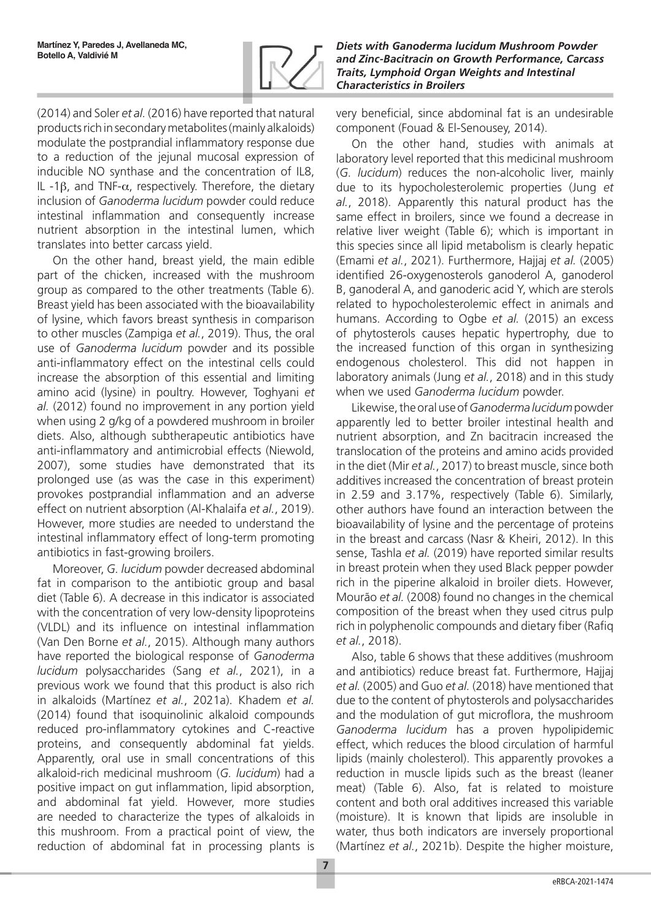(2014) and Soler *et al.* (2016) have reported that natural products rich in secondary metabolites (mainly alkaloids) modulate the postprandial inflammatory response due to a reduction of the jejunal mucosal expression of inducible NO synthase and the concentration of IL8, IL -1$\beta$, and TNF-$\alpha$, respectively. Therefore, the dietary inclusion of *Ganoderma lucidum* powder could reduce intestinal inflammation and consequently increase nutrient absorption in the intestinal lumen, which translates into better carcass yield.

On the other hand, breast yield, the main edible part of the chicken, increased with the mushroom group as compared to the other treatments (Table 6). Breast yield has been associated with the bioavailability of lysine, which favors breast synthesis in comparison to other muscles (Zampiga *et al.*, 2019). Thus, the oral use of *Ganoderma lucidum* powder and its possible anti-inflammatory effect on the intestinal cells could increase the absorption of this essential and limiting amino acid (lysine) in poultry. However, Toghyani *et al.* (2012) found no improvement in any portion yield when using 2 g/kg of a powdered mushroom in broiler diets. Also, although subtherapeutic antibiotics have anti-inflammatory and antimicrobial effects (Niewold, 2007), some studies have demonstrated that its prolonged use (as was the case in this experiment) provokes postprandial inflammation and an adverse effect on nutrient absorption (Al-Khalaifa *et al.*, 2019). However, more studies are needed to understand the intestinal inflammatory effect of long-term promoting antibiotics in fast-growing broilers.

Moreover, *G. lucidum* powder decreased abdominal fat in comparison to the antibiotic group and basal diet (Table 6). A decrease in this indicator is associated with the concentration of very low-density lipoproteins (VLDL) and its influence on intestinal inflammation (Van Den Borne *et al.*, 2015). Although many authors have reported the biological response of *Ganoderma lucidum* polysaccharides (Sang *et al.*, 2021), in a previous work we found that this product is also rich in alkaloids (Martínez *et al.*, 2021a). Khadem *et al.* (2014) found that isoquinolinic alkaloid compounds reduced pro-inflammatory cytokines and C-reactive proteins, and consequently abdominal fat yields. Apparently, oral use in small concentrations of this alkaloid-rich medicinal mushroom (*G. lucidum*) had a positive impact on gut inflammation, lipid absorption, and abdominal fat yield. However, more studies are needed to characterize the types of alkaloids in this mushroom. From a practical point of view, the reduction of abdominal fat in processing plants is very beneficial, since abdominal fat is an undesirable component (Fouad & El-Senousey, 2014).

On the other hand, studies with animals at laboratory level reported that this medicinal mushroom (*G. lucidum*) reduces the non-alcoholic liver, mainly due to its hypocholesterolemic properties (Jung *et al.*, 2018). Apparently this natural product has the same effect in broilers, since we found a decrease in relative liver weight (Table 6); which is important in this species since all lipid metabolism is clearly hepatic (Emami *et al.*, 2021). Furthermore, Hajjaj *et al.* (2005) identified 26-oxygenosterols ganoderol A, ganoderol B, ganoderal A, and ganoderic acid Y, which are sterols related to hypocholesterolemic effect in animals and humans. According to Ogbe *et al.* (2015) an excess of phytosterols causes hepatic hypertrophy, due to the increased function of this organ in synthesizing endogenous cholesterol. This did not happen in laboratory animals (Jung *et al.*, 2018) and in this study when we used *Ganoderma lucidum* powder.

Likewise, the oral use of *Ganoderma lucidum* powder apparently led to better broiler intestinal health and nutrient absorption, and Zn bacitracin increased the translocation of the proteins and amino acids provided in the diet (Mir *et al.*, 2017) to breast muscle, since both additives increased the concentration of breast protein in 2.59 and 3.17%, respectively (Table 6). Similarly, other authors have found an interaction between the bioavailability of lysine and the percentage of proteins in the breast and carcass (Nasr & Kheiri, 2012). In this sense, Tashla *et al.* (2019) have reported similar results in breast protein when they used Black pepper powder rich in the piperine alkaloid in broiler diets. However, Mourão *et al.* (2008) found no changes in the chemical composition of the breast when they used citrus pulp rich in polyphenolic compounds and dietary fiber (Rafiq *et al.*, 2018).

Also, table 6 shows that these additives (mushroom and antibiotics) reduce breast fat. Furthermore, Hajjaj *et al.* (2005) and Guo *et al.* (2018) have mentioned that due to the content of phytosterols and polysaccharides and the modulation of gut microflora, the mushroom *Ganoderma lucidum* has a proven hypolipidemic effect, which reduces the blood circulation of harmful lipids (mainly cholesterol). This apparently provokes a reduction in muscle lipids such as the breast (leaner meat) (Table 6). Also, fat is related to moisture content and both oral additives increased this variable (moisture). It is known that lipids are insoluble in water, thus both indicators are inversely proportional (Martínez *et al.*, 2021b). Despite the higher moisture,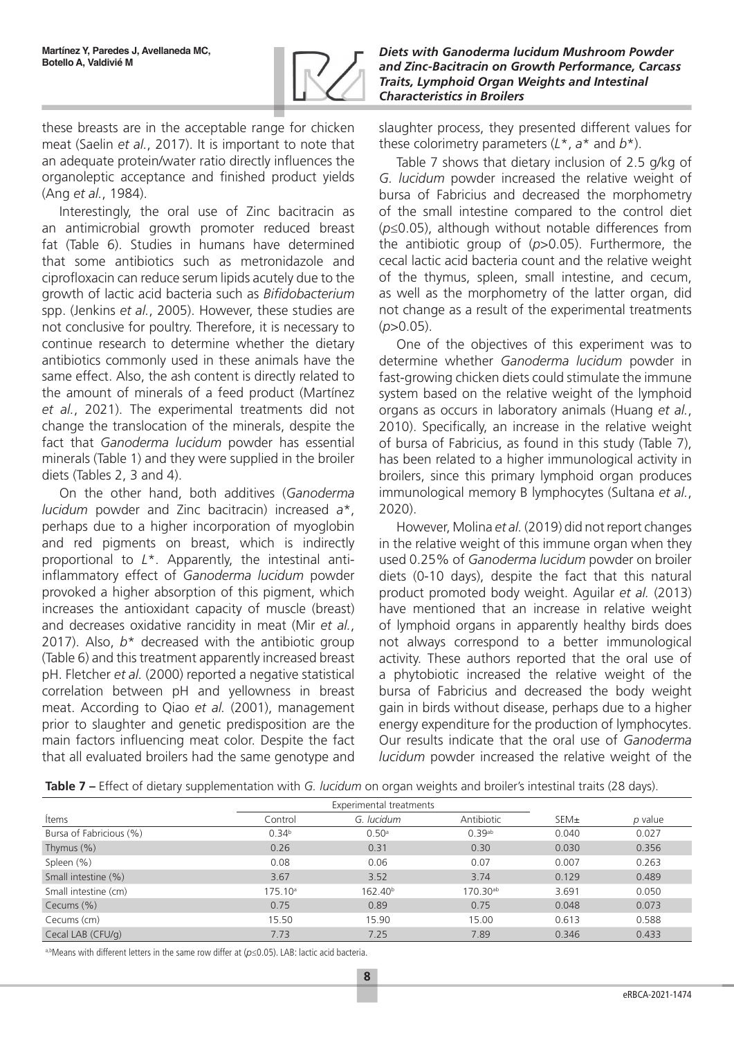these breasts are in the acceptable range for chicken meat (Saelin *et al.*, 2017). It is important to note that an adequate protein/water ratio directly influences the organoleptic acceptance and finished product yields (Ang *et al.*, 1984).

Interestingly, the oral use of Zinc bacitracin as an antimicrobial growth promoter reduced breast fat (Table 6). Studies in humans have determined that some antibiotics such as metronidazole and ciprofloxacin can reduce serum lipids acutely due to the growth of lactic acid bacteria such as *Bifidobacterium* spp. (Jenkins *et al.*, 2005). However, these studies are not conclusive for poultry. Therefore, it is necessary to continue research to determine whether the dietary antibiotics commonly used in these animals have the same effect. Also, the ash content is directly related to the amount of minerals of a feed product (Martínez *et al.*, 2021). The experimental treatments did not change the translocation of the minerals, despite the fact that *Ganoderma lucidum* powder has essential minerals (Table 1) and they were supplied in the broiler diets (Tables 2, 3 and 4).

On the other hand, both additives (*Ganoderma lucidum* powder and Zinc bacitracin) increased $a^*$, perhaps due to a higher incorporation of myoglobin and red pigments on breast, which is indirectly proportional to $L^*$. Apparently, the intestinal anti-inflammatory effect of *Ganoderma lucidum* powder provoked a higher absorption of this pigment, which increases the antioxidant capacity of muscle (breast) and decreases oxidative rancidity in meat (Mir *et al.*, 2017). Also, $b^*$ decreased with the antibiotic group (Table 6) and this treatment apparently increased breast pH. Fletcher *et al.* (2000) reported a negative statistical correlation between pH and yellowness in breast meat. According to Qiao *et al.* (2001), management prior to slaughter and genetic predisposition are the main factors influencing meat color. Despite the fact that all evaluated broilers had the same genotype and slaughter process, they presented different values for these colorimetry parameters ($L^*$, $a^*$ and $b^*$).

Table 7 shows that dietary inclusion of 2.5 g/kg of *G. lucidum* powder increased the relative weight of bursa of Fabricius and decreased the morphometry of the small intestine compared to the control diet ($p \leq 0.05$), although without notable differences from the antibiotic group of ($p > 0.05$). Furthermore, the cecal lactic acid bacteria count and the relative weight of the thymus, spleen, small intestine, and cecum, as well as the morphometry of the latter organ, did not change as a result of the experimental treatments ($p > 0.05$).

One of the objectives of this experiment was to determine whether *Ganoderma lucidum* powder in fast-growing chicken diets could stimulate the immune system based on the relative weight of the lymphoid organs as occurs in laboratory animals (Huang *et al.*, 2010). Specifically, an increase in the relative weight of bursa of Fabricius, as found in this study (Table 7), has been related to a higher immunological activity in broilers, since this primary lymphoid organ produces immunological memory B lymphocytes (Sultana *et al.*, 2020).

However, Molina *et al.* (2019) did not report changes in the relative weight of this immune organ when they used 0.25% of *Ganoderma lucidum* powder on broiler diets (0-10 days), despite the fact that this natural product promoted body weight. Aguilar *et al.* (2013) have mentioned that an increase in relative weight of lymphoid organs in apparently healthy birds does not always correspond to a better immunological activity. These authors reported that the oral use of a phytobiotic increased the relative weight of the bursa of Fabricius and decreased the body weight gain in birds without disease, perhaps due to a higher energy expenditure for the production of lymphocytes. Our results indicate that the oral use of *Ganoderma lucidum* powder increased the relative weight of the

**Table 7 –** Effect of dietary supplementation with *G. lucidum* on organ weights and broiler's intestinal traits (28 days).

| Ítems | Experimental treatments | | | SEM± | *p* value |
|---|---|---|---|---|---|
| | Control | *G. lucidum* | Antibiotic | | |
| Bursa of Fabricius (%) | 0.34[b] | 0.50[a] | 0.39[ab] | 0.040 | 0.027 |
| Thymus (%) | 0.26 | 0.31 | 0.30 | 0.030 | 0.356 |
| Spleen (%) | 0.08 | 0.06 | 0.07 | 0.007 | 0.263 |
| Small intestine (%) | 3.67 | 3.52 | 3.74 | 0.129 | 0.489 |
| Small intestine (cm) | 175.10[a] | 162.40[b] | 170.30[ab] | 3.691 | 0.050 |
| Cecums (%) | 0.75 | 0.89 | 0.75 | 0.048 | 0.073 |
| Cecums (cm) | 15.50 | 15.90 | 15.00 | 0.613 | 0.588 |
| Cecal LAB (CFU/g) | 7.73 | 7.25 | 7.89 | 0.346 | 0.433 |

[a,b]Means with different letters in the same row differ at ($p \leq 0.05$). LAB: lactic acid bacteria.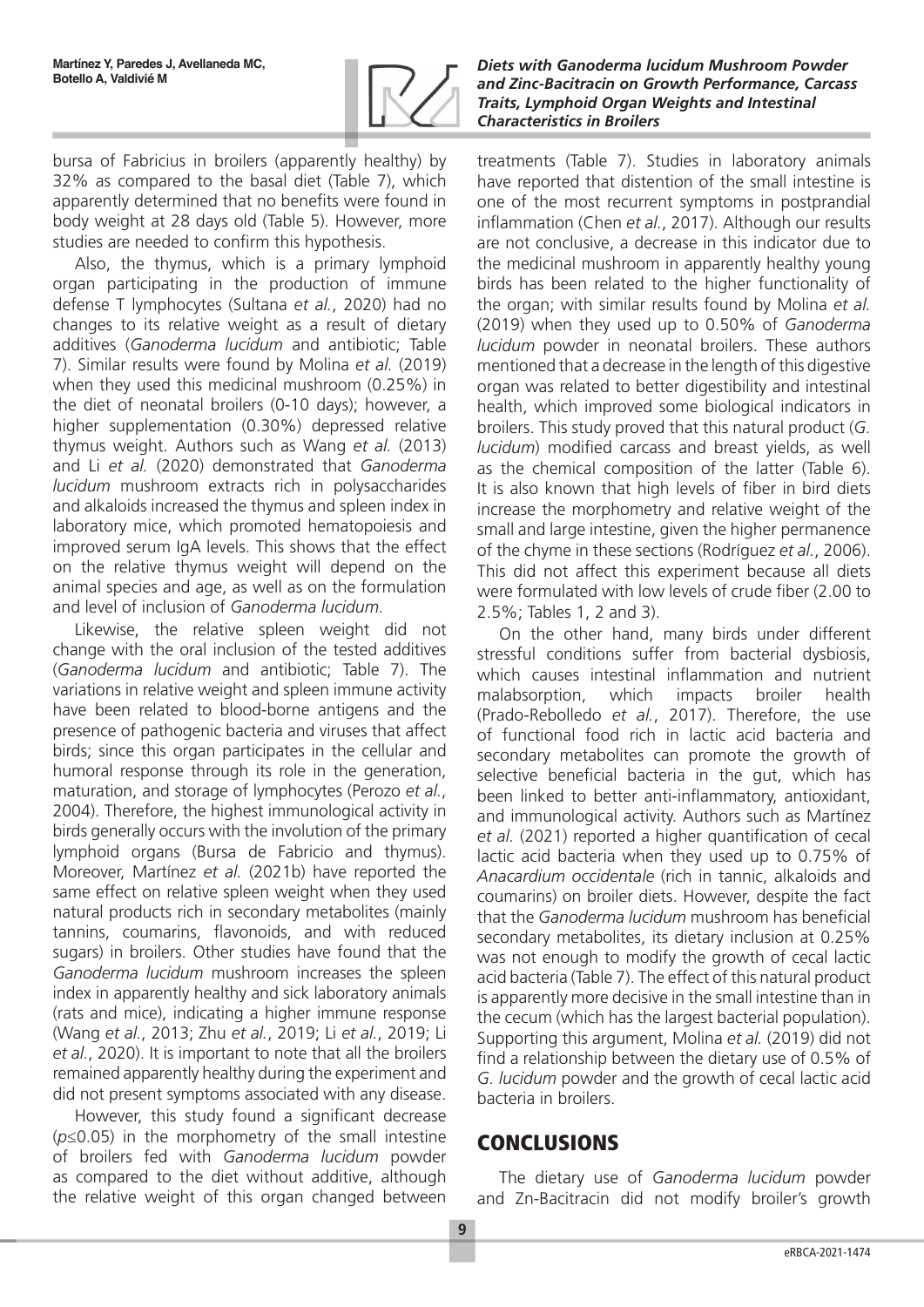bursa of Fabricius in broilers (apparently healthy) by 32% as compared to the basal diet (Table 7), which apparently determined that no benefits were found in body weight at 28 days old (Table 5). However, more studies are needed to confirm this hypothesis.

Also, the thymus, which is a primary lymphoid organ participating in the production of immune defense T lymphocytes (Sultana *et al.*, 2020) had no changes to its relative weight as a result of dietary additives (*Ganoderma lucidum* and antibiotic; Table 7). Similar results were found by Molina *et al.* (2019) when they used this medicinal mushroom (0.25%) in the diet of neonatal broilers (0-10 days); however, a higher supplementation (0.30%) depressed relative thymus weight. Authors such as Wang *et al.* (2013) and Li *et al.* (2020) demonstrated that *Ganoderma lucidum* mushroom extracts rich in polysaccharides and alkaloids increased the thymus and spleen index in laboratory mice, which promoted hematopoiesis and improved serum IgA levels. This shows that the effect on the relative thymus weight will depend on the animal species and age, as well as on the formulation and level of inclusion of *Ganoderma lucidum.*

Likewise, the relative spleen weight did not change with the oral inclusion of the tested additives (*Ganoderma lucidum* and antibiotic; Table 7). The variations in relative weight and spleen immune activity have been related to blood-borne antigens and the presence of pathogenic bacteria and viruses that affect birds; since this organ participates in the cellular and humoral response through its role in the generation, maturation, and storage of lymphocytes (Perozo *et al.*, 2004). Therefore, the highest immunological activity in birds generally occurs with the involution of the primary lymphoid organs (Bursa de Fabricio and thymus). Moreover, Martínez *et al.* (2021b) have reported the same effect on relative spleen weight when they used natural products rich in secondary metabolites (mainly tannins, coumarins, flavonoids, and with reduced sugars) in broilers. Other studies have found that the *Ganoderma lucidum* mushroom increases the spleen index in apparently healthy and sick laboratory animals (rats and mice), indicating a higher immune response (Wang *et al.*, 2013; Zhu *et al.*, 2019; Li *et al.*, 2019; Li *et al.*, 2020). It is important to note that all the broilers remained apparently healthy during the experiment and did not present symptoms associated with any disease.

However, this study found a significant decrease ($p \leq 0.05$) in the morphometry of the small intestine of broilers fed with *Ganoderma lucidum* powder as compared to the diet without additive, although the relative weight of this organ changed between treatments (Table 7). Studies in laboratory animals have reported that distention of the small intestine is one of the most recurrent symptoms in postprandial inflammation (Chen *et al.*, 2017). Although our results are not conclusive, a decrease in this indicator due to the medicinal mushroom in apparently healthy young birds has been related to the higher functionality of the organ; with similar results found by Molina *et al.* (2019) when they used up to 0.50% of *Ganoderma lucidum* powder in neonatal broilers. These authors mentioned that a decrease in the length of this digestive organ was related to better digestibility and intestinal health, which improved some biological indicators in broilers. This study proved that this natural product (*G. lucidum*) modified carcass and breast yields, as well as the chemical composition of the latter (Table 6). It is also known that high levels of fiber in bird diets increase the morphometry and relative weight of the small and large intestine, given the higher permanence of the chyme in these sections (Rodríguez *et al.*, 2006). This did not affect this experiment because all diets were formulated with low levels of crude fiber (2.00 to 2.5%; Tables 1, 2 and 3).

On the other hand, many birds under different stressful conditions suffer from bacterial dysbiosis, which causes intestinal inflammation and nutrient malabsorption, which impacts broiler health (Prado-Rebolledo *et al.*, 2017). Therefore, the use of functional food rich in lactic acid bacteria and secondary metabolites can promote the growth of selective beneficial bacteria in the gut, which has been linked to better anti-inflammatory, antioxidant, and immunological activity. Authors such as Martínez *et al.* (2021) reported a higher quantification of cecal lactic acid bacteria when they used up to 0.75% of *Anacardium occidentale* (rich in tannic, alkaloids and coumarins) on broiler diets. However, despite the fact that the *Ganoderma lucidum* mushroom has beneficial secondary metabolites, its dietary inclusion at 0.25% was not enough to modify the growth of cecal lactic acid bacteria (Table 7). The effect of this natural product is apparently more decisive in the small intestine than in the cecum (which has the largest bacterial population). Supporting this argument, Molina *et al.* (2019) did not find a relationship between the dietary use of 0.5% of *G. lucidum* powder and the growth of cecal lactic acid bacteria in broilers.

## CONCLUSIONS

The dietary use of *Ganoderma lucidum* powder and Zn-Bacitracin did not modify broiler's growth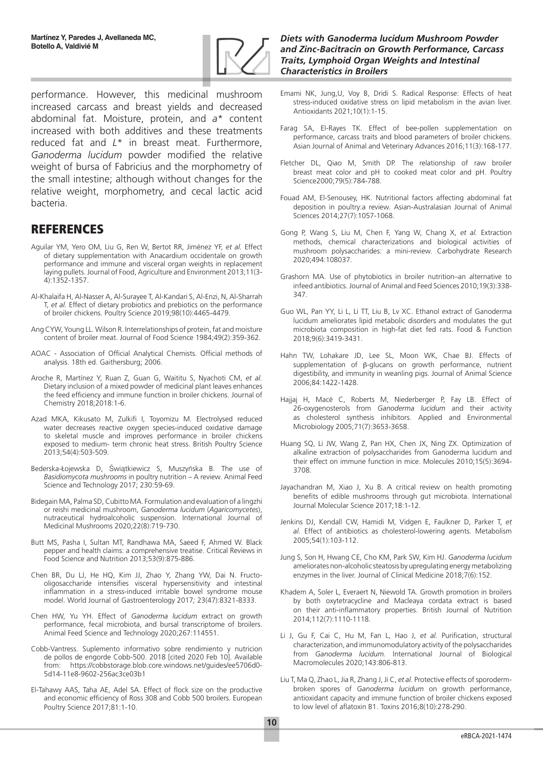performance. However, this medicinal mushroom increased carcass and breast yields and decreased abdominal fat. Moisture, protein, and *a** content increased with both additives and these treatments reduced fat and *L** in breast meat. Furthermore, *Ganoderma lucidum* powder modified the relative weight of bursa of Fabricius and the morphometry of the small intestine; although without changes for the relative weight, morphometry, and cecal lactic acid bacteria.

## REFERENCES

Aguilar YM, Yero OM, Liu G, Ren W, Bertot RR, Jiménez YF, *et al.* Effect of dietary supplementation with Anacardium occidentale on growth performance and immune and visceral organ weights in replacement laying pullets. Journal of Food, Agriculture and Environment 2013;11(3-4):1352-1357.

Al-Khalaifa H, Al-Nasser A, Al-Surayee T, Al-Kandari S, Al-Enzi, N, Al-Sharrah T, *et al.* Effect of dietary probiotics and prebiotics on the performance of broiler chickens. Poultry Science 2019;98(10):4465-4479.

Ang CYW, Young LL. Wilson R. Interrelationships of protein, fat and moisture content of broiler meat. Journal of Food Science 1984;49(2):359-362.

AOAC - Association of Official Analytical Chemists. Official methods of analysis. 18th ed. Gaithersburg; 2006.

Aroche R, Martínez Y, Ruan Z, Guan G, Waititu S, Nyachoti CM, *et al.* Dietary inclusion of a mixed powder of medicinal plant leaves enhances the feed efficiency and immune function in broiler chickens. Journal of Chemistry 2018;2018:1-6.

Azad MKA, Kikusato M, Zulkifi I, Toyomizu M. Electrolysed reduced water decreases reactive oxygen species-induced oxidative damage to skeletal muscle and improves performance in broiler chickens exposed to medium- term chronic heat stress. British Poultry Science 2013;54(4):503-509.

Bederska-Łojewska D, Świątkiewicz S, Muszyńska B. The use of *Basidiomycota mushrooms* in poultry nutrition – A review. Animal Feed Science and Technology 2017; 230:59-69.

Bidegain MA, Palma SD, Cubitto MA. Formulation and evaluation of a lingzhi or reishi medicinal mushroom, *Ganoderma lucidum* (*Agaricomycetes*), nutraceutical hydroalcoholic suspension. International Journal of Medicinal Mushrooms 2020;22(8):719-730.

Butt MS, Pasha I, Sultan MT, Randhawa MA, Saeed F, Ahmed W. Black pepper and health claims: a comprehensive treatise. Critical Reviews in Food Science and Nutrition 2013;53(9):875-886.

Chen BR, Du LJ, He HQ, Kim JJ, Zhao Y, Zhang YW, Dai N. Fructo-oligosaccharide intensifies visceral hypersensitivity and intestinal inflammation in a stress-induced irritable bowel syndrome mouse model. World Journal of Gastroenterology 2017*;* 23(47):8321-8333.

Chen HW, Yu YH. Effect of *Ganoderma lucidum* extract on growth performance, fecal microbiota, and bursal transcriptome of broilers. Animal Feed Science and Technology 2020;267:114551.

Cobb-Vantress. Suplemento informativo sobre rendimiento y nutricion de pollos de engorde Cobb-500. 2018 [cited 2020 Feb 10]. Available from: https://cobbstorage.blob.core.windows.net/guides/ee5706d0-5d14-11e8-9602-256ac3ce03b1

El-Tahawy AAS, Taha AE, Adel SA. Effect of flock size on the productive and economic efficiency of Ross 308 and Cobb 500 broilers. European Poultry Science 2017;81:1-10.

Emami NK, Jung,U, Voy B, Dridi S. Radical Response: Effects of heat stress-induced oxidative stress on lipid metabolism in the avian liver. Antioxidants 2021;10(1):1-15.

Farag SA, El-Rayes TK. Effect of bee-pollen supplementation on performance, carcass traits and blood parameters of broiler chickens. Asian Journal of Animal and Veterinary Advances 2016;11(3):168-177.

Fletcher DL, Qiao M, Smith DP. The relationship of raw broiler breast meat color and pH to cooked meat color and pH. Poultry Science2000;79(5):784-788.

Fouad AM, El-Senousey, HK. Nutritional factors affecting abdominal fat deposition in poultry:a review. Asian-Australasian Journal of Animal Sciences 2014;27(7):1057-1068.

Gong P, Wang S, Liu M, Chen F, Yang W, Chang X, *et al.* Extraction methods, chemical characterizations and biological activities of mushroom polysaccharides: a mini-review. Carbohydrate Research 2020;494:108037.

Grashorn MA. Use of phytobiotics in broiler nutrition–an alternative to infeed antibiotics. Journal of Animal and Feed Sciences 2010;19(3):338-347.

Guo WL, Pan YY, Li L, Li TT, Liu B, Lv XC. Ethanol extract of Ganoderma lucidum ameliorates lipid metabolic disorders and modulates the gut microbiota composition in high-fat diet fed rats. Food & Function 2018;9(6):3419-3431.

Hahn TW, Lohakare JD, Lee SL, Moon WK, Chae BJ. Effects of supplementation of β-glucans on growth performance, nutrient digestibility, and immunity in weanling pigs. Journal of Animal Science 2006;84:1422-1428.

Hajjaj H, Macé C, Roberts M, Niederberger P, Fay LB. Effect of 26-oxygenosterols from *Ganoderma lucidum* and their activity as cholesterol synthesis inhibitors. Applied and Environmental Microbiology 2005;71(7):3653-3658.

Huang SQ, Li JW, Wang Z, Pan HX, Chen JX, Ning ZX. Optimization of alkaline extraction of polysaccharides from Ganoderma lucidum and their effect on immune function in mice. Molecules 2010;15(5):3694-3708.

Jayachandran M, Xiao J, Xu B. A critical review on health promoting benefits of edible mushrooms through gut microbiota. International Journal Molecular Science 2017;18:1-12.

Jenkins DJ, Kendall CW, Hamidi M, Vidgen E, Faulkner D, Parker T, *et al.* Effect of antibiotics as cholesterol-lowering agents. Metabolism 2005;54(1):103-112.

Jung S, Son H, Hwang CE, Cho KM, Park SW, Kim HJ. *Ganoderma lucidum* ameliorates non-alcoholic steatosis by upregulating energy metabolizing enzymes in the liver. Journal of Clinical Medicine 2018;7(6):152.

Khadem A, Soler L, Everaert N, Niewold TA. Growth promotion in broilers by both oxytetracycline and Macleaya cordata extract is based on their anti-inflammatory properties. British Journal of Nutrition 2014;112(7):1110-1118.

Li J, Gu F, Cai C, Hu M, Fan L, Hao J, *et al.* Purification, structural characterization, and immunomodulatory activity of the polysaccharides from *Ganoderma lucidum.* International Journal of Biological Macromolecules 2020;143:806-813.

Liu T, Ma Q, Zhao L, Jia R, Zhang J, Ji C, *et al.* Protective effects of sporoderm-broken spores of *Ganoderma lucidum* on growth performance, antioxidant capacity and immune function of broiler chickens exposed to low level of aflatoxin B1. Toxins 2016;8(10):278-290.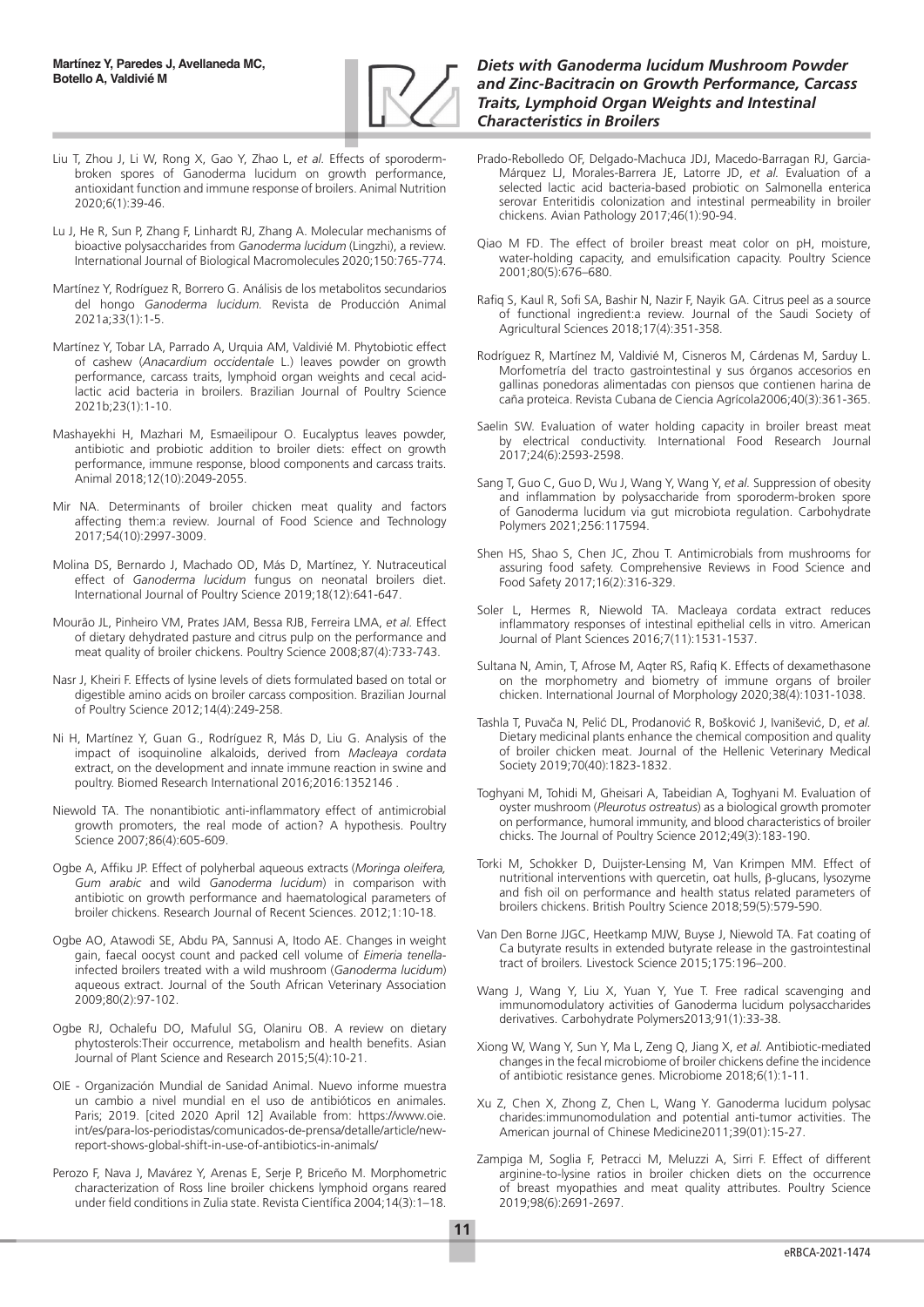Liu T, Zhou J, Li W, Rong X, Gao Y, Zhao L, *et al.* Effects of sporoderm-broken spores of Ganoderma lucidum on growth performance, antioxidant function and immune response of broilers. Animal Nutrition 2020;6(1):39-46.

Lu J, He R, Sun P, Zhang F, Linhardt RJ, Zhang A. Molecular mechanisms of bioactive polysaccharides from *Ganoderma lucidum* (Lingzhi), a review. International Journal of Biological Macromolecules 2020;150:765-774.

Martínez Y, Rodríguez R, Borrero G. Análisis de los metabolitos secundarios del hongo *Ganoderma lucidum.* Revista de Producción Animal 2021a;33(1):1-5.

Martínez Y, Tobar LA, Parrado A, Urquia AM, Valdivié M. Phytobiotic effect of cashew (*Anacardium occidentale* L.) leaves powder on growth performance, carcass traits, lymphoid organ weights and cecal acid-lactic acid bacteria in broilers. Brazilian Journal of Poultry Science 2021b;23(1):1-10.

Mashayekhi H, Mazhari M, Esmaeilipour O. Eucalyptus leaves powder, antibiotic and probiotic addition to broiler diets: effect on growth performance, immune response, blood components and carcass traits. Animal 2018;12(10):2049-2055.

Mir NA. Determinants of broiler chicken meat quality and factors affecting them:a review. Journal of Food Science and Technology 2017;54(10):2997-3009.

Molina DS, Bernardo J, Machado OD, Más D, Martínez, Y. Nutraceutical effect of *Ganoderma lucidum* fungus on neonatal broilers diet. International Journal of Poultry Science 2019;18(12):641-647.

Mourão JL, Pinheiro VM, Prates JAM, Bessa RJB, Ferreira LMA, *et al.* Effect of dietary dehydrated pasture and citrus pulp on the performance and meat quality of broiler chickens. Poultry Science 2008;87(4):733-743.

Nasr J, Kheiri F. Effects of lysine levels of diets formulated based on total or digestible amino acids on broiler carcass composition. Brazilian Journal of Poultry Science 2012;14(4):249-258.

Ni H, Martínez Y, Guan G., Rodríguez R, Más D, Liu G. Analysis of the impact of isoquinoline alkaloids, derived from *Macleaya cordata* extract, on the development and innate immune reaction in swine and poultry. Biomed Research International 2016;2016:1352146 .

Niewold TA. The nonantibiotic anti-inflammatory effect of antimicrobial growth promoters, the real mode of action? A hypothesis. Poultry Science 2007;86(4):605-609.

Ogbe A, Affiku JP. Effect of polyherbal aqueous extracts (*Moringa oleifera, Gum arabic* and wild *Ganoderma lucidum*) in comparison with antibiotic on growth performance and haematological parameters of broiler chickens. Research Journal of Recent Sciences. 2012;1:10-18.

Ogbe AO, Atawodi SE, Abdu PA, Sannusi A, Itodo AE. Changes in weight gain, faecal oocyst count and packed cell volume of *Eimeria tenella*-infected broilers treated with a wild mushroom (*Ganoderma lucidum*) aqueous extract. Journal of the South African Veterinary Association 2009;80(2):97-102.

Ogbe RJ, Ochalefu DO, Mafulul SG, Olaniru OB. A review on dietary phytosterols:Their occurrence, metabolism and health benefits. Asian Journal of Plant Science and Research 2015;5(4):10-21.

OIE - Organización Mundial de Sanidad Animal. Nuevo informe muestra un cambio a nivel mundial en el uso de antibióticos en animales. Paris; 2019. [cited 2020 April 12] Available from: https://www.oie.int/es/para-los-periodistas/comunicados-de-prensa/detalle/article/new-report-shows-global-shift-in-use-of-antibiotics-in-animals/

Perozo F, Nava J, Mavárez Y, Arenas E, Serje P, Briceño M. Morphometric characterization of Ross line broiler chickens lymphoid organs reared under field conditions in Zulia state. Revista Científica 2004;14(3):1–18.

Prado-Rebolledo OF, Delgado-Machuca JDJ, Macedo-Barragan RJ, Garcia-Márquez LJ, Morales-Barrera JE, Latorre JD, *et al.* Evaluation of a selected lactic acid bacteria-based probiotic on Salmonella enterica serovar Enteritidis colonization and intestinal permeability in broiler chickens. Avian Pathology 2017;46(1):90-94.

Qiao M FD. The effect of broiler breast meat color on pH, moisture, water-holding capacity, and emulsification capacity. Poultry Science 2001;80(5):676–680.

Rafiq S, Kaul R, Sofi SA, Bashir N, Nazir F, Nayik GA. Citrus peel as a source of functional ingredient:a review. Journal of the Saudi Society of Agricultural Sciences 2018;17(4):351-358.

Rodríguez R, Martínez M, Valdivié M, Cisneros M, Cárdenas M, Sarduy L. Morfometría del tracto gastrointestinal y sus órganos accesorios en gallinas ponedoras alimentadas con piensos que contienen harina de caña proteica. Revista Cubana de Ciencia Agrícola2006;40(3):361-365.

Saelin SW. Evaluation of water holding capacity in broiler breast meat by electrical conductivity. International Food Research Journal 2017;24(6):2593-2598.

Sang T, Guo C, Guo D, Wu J, Wang Y, Wang Y, *et al.* Suppression of obesity and inflammation by polysaccharide from sporoderm-broken spore of Ganoderma lucidum via gut microbiota regulation. Carbohydrate Polymers 2021;256:117594.

Shen HS, Shao S, Chen JC, Zhou T. Antimicrobials from mushrooms for assuring food safety. Comprehensive Reviews in Food Science and Food Safety 2017;16(2):316-329.

Soler L, Hermes R, Niewold TA. Macleaya cordata extract reduces inflammatory responses of intestinal epithelial cells in vitro. American Journal of Plant Sciences 2016;7(11):1531-1537.

Sultana N, Amin, T, Afrose M, Aqter RS, Rafiq K. Effects of dexamethasone on the morphometry and biometry of immune organs of broiler chicken. International Journal of Morphology 2020;38(4):1031-1038.

Tashla T, Puvača N, Pelić DL, Prodanović R, Bošković J, Ivanišević, D, *et al.* Dietary medicinal plants enhance the chemical composition and quality of broiler chicken meat. Journal of the Hellenic Veterinary Medical Society 2019;70(40):1823-1832.

Toghyani M, Tohidi M, Gheisari A, Tabeidian A, Toghyani M. Evaluation of oyster mushroom (*Pleurotus ostreatus*) as a biological growth promoter on performance, humoral immunity, and blood characteristics of broiler chicks. The Journal of Poultry Science 2012;49(3):183-190.

Torki M, Schokker D, Duijster-Lensing M, Van Krimpen MM. Effect of nutritional interventions with quercetin, oat hulls, β-glucans, lysozyme and fish oil on performance and health status related parameters of broilers chickens. British Poultry Science 2018;59(5):579-590.

Van Den Borne JJGC, Heetkamp MJW, Buyse J, Niewold TA. Fat coating of Ca butyrate results in extended butyrate release in the gastrointestinal tract of broilers*.* Livestock Science 2015;175:196–200.

Wang J, Wang Y, Liu X, Yuan Y, Yue T. Free radical scavenging and immunomodulatory activities of Ganoderma lucidum polysaccharides derivatives. Carbohydrate Polymers2013*;*91(1):33-38.

Xiong W, Wang Y, Sun Y, Ma L, Zeng Q, Jiang X, *et al.* Antibiotic-mediated changes in the fecal microbiome of broiler chickens define the incidence of antibiotic resistance genes. Microbiome 2018;6(1):1-11.

Xu Z, Chen X, Zhong Z, Chen L, Wang Y. Ganoderma lucidum polysac charides:immunomodulation and potential anti-tumor activities. The American journal of Chinese Medicine2011;39(01):15-27.

Zampiga M, Soglia F, Petracci M, Meluzzi A, Sirri F. Effect of different arginine-to-lysine ratios in broiler chicken diets on the occurrence of breast myopathies and meat quality attributes. Poultry Science 2019;98(6):2691-2697.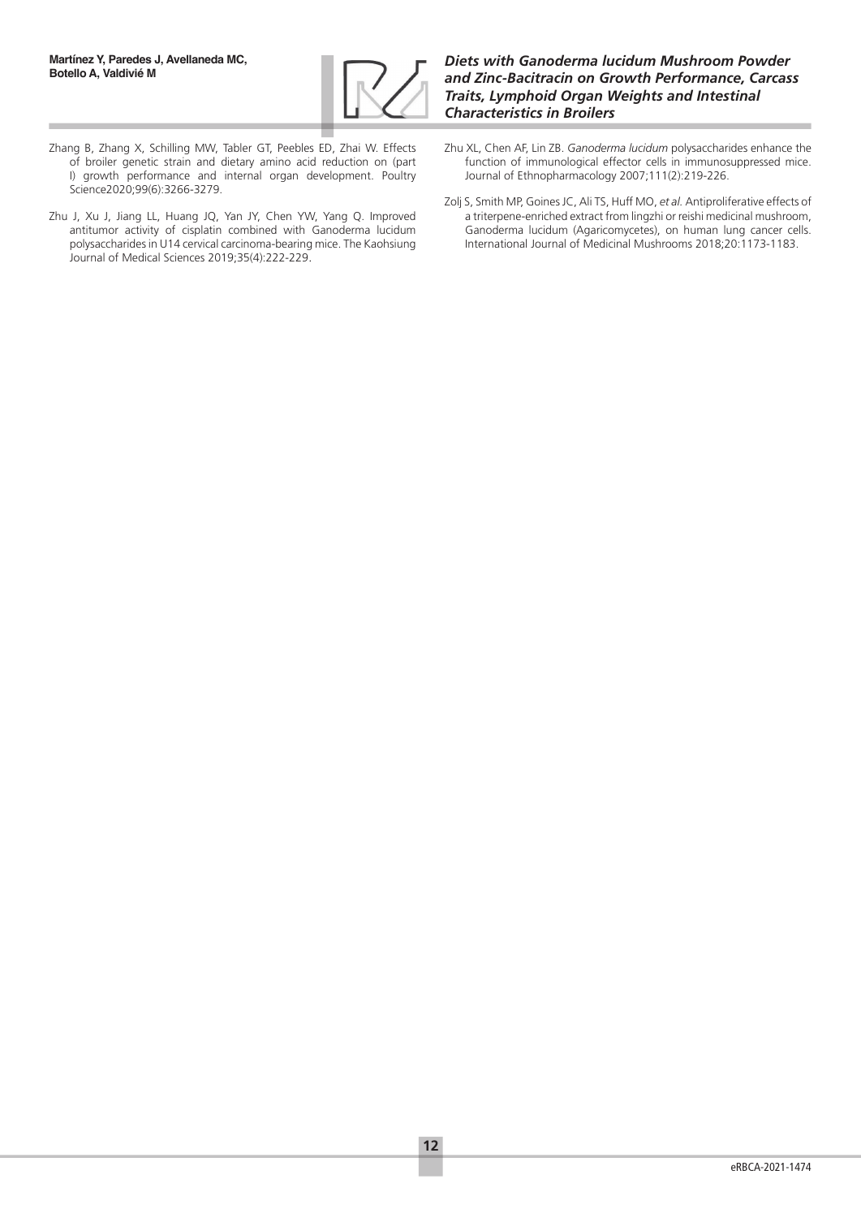Zhang B, Zhang X, Schilling MW, Tabler GT, Peebles ED, Zhai W. Effects of broiler genetic strain and dietary amino acid reduction on (part I) growth performance and internal organ development. Poultry Science2020;99(6):3266-3279.

Zhu J, Xu J, Jiang LL, Huang JQ, Yan JY, Chen YW, Yang Q. Improved antitumor activity of cisplatin combined with Ganoderma lucidum polysaccharides in U14 cervical carcinoma-bearing mice. The Kaohsiung Journal of Medical Sciences 2019;35(4):222-229.

Zhu XL, Chen AF, Lin ZB. *Ganoderma lucidum* polysaccharides enhance the function of immunological effector cells in immunosuppressed mice. Journal of Ethnopharmacology 2007;111(2):219-226.

Zolj S, Smith MP, Goines JC, Ali TS, Huff MO, *et al.* Antiproliferative effects of a triterpene-enriched extract from lingzhi or reishi medicinal mushroom, Ganoderma lucidum (Agaricomycetes), on human lung cancer cells. International Journal of Medicinal Mushrooms 2018;20:1173-1183.